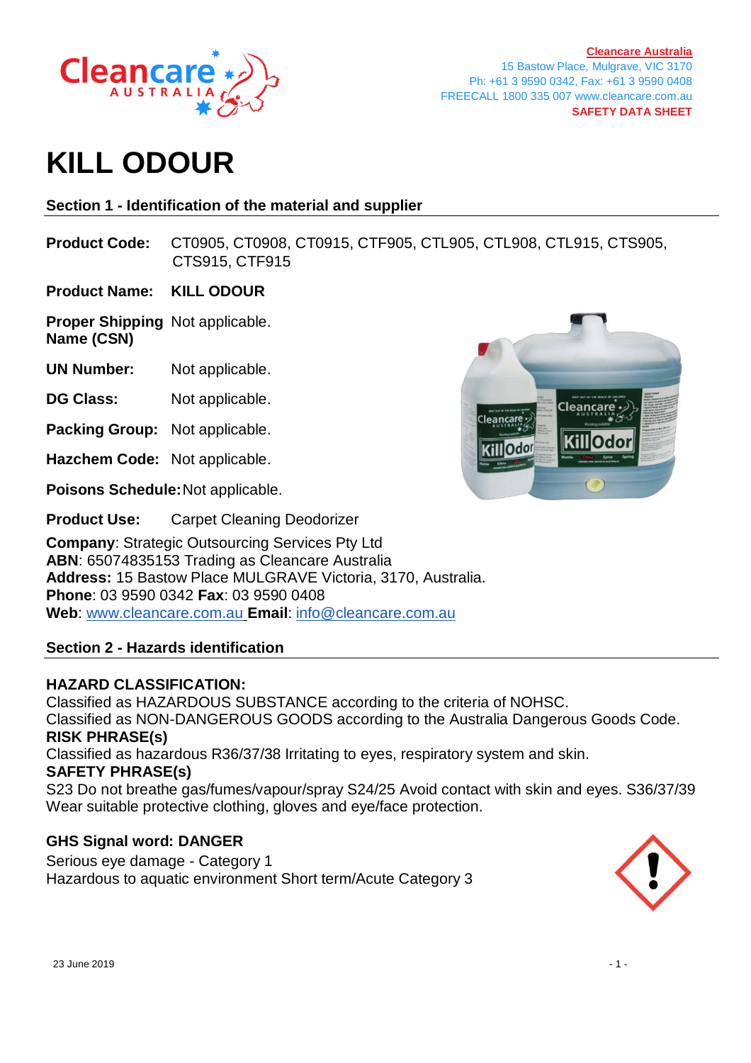Cleancare Australia
15 Bastow Place, Mulgrave, VIC 3170
Ph: +61 3 9590 0342, Fax: +61 3 9590 0408
FREECALL 1800 335 007 www.cleancare.com.au
**SAFETY DATA SHEET**

# KILL ODOUR

## Section 1 - Identification of the material and supplier

**Product Code:** CT0905, CT0908, CT0915, CTF905, CTL905, CTL908, CTL915, CTS905, CTS915, CTF915

**Product Name:** **KILL ODOUR**

**Proper Shipping Name (CSN)** Not applicable.

**UN Number:** Not applicable.

**DG Class:** Not applicable.

**Packing Group:** Not applicable.

**Hazchem Code:** Not applicable.

**Poisons Schedule:** Not applicable.

**Product Use:** Carpet Cleaning Deodorizer

**Company**: Strategic Outsourcing Services Pty Ltd
**ABN**: 65074835153 Trading as Cleancare Australia
**Address:** 15 Bastow Place MULGRAVE Victoria, 3170, Australia.
**Phone**: 03 9590 0342 **Fax**: 03 9590 0408
**Web**: www.cleancare.com.au **Email**: info@cleancare.com.au

## Section 2 - Hazards identification

**HAZARD CLASSIFICATION:**
Classified as HAZARDOUS SUBSTANCE according to the criteria of NOHSC.
Classified as NON-DANGEROUS GOODS according to the Australia Dangerous Goods Code.
**RISK PHRASE(s)**
Classified as hazardous R36/37/38 Irritating to eyes, respiratory system and skin.
**SAFETY PHRASE(s)**
S23 Do not breathe gas/fumes/vapour/spray S24/25 Avoid contact with skin and eyes. S36/37/39 Wear suitable protective clothing, gloves and eye/face protection.

**GHS Signal word: DANGER**
Serious eye damage - Category 1
Hazardous to aquatic environment Short term/Acute Category 3

23 June 2019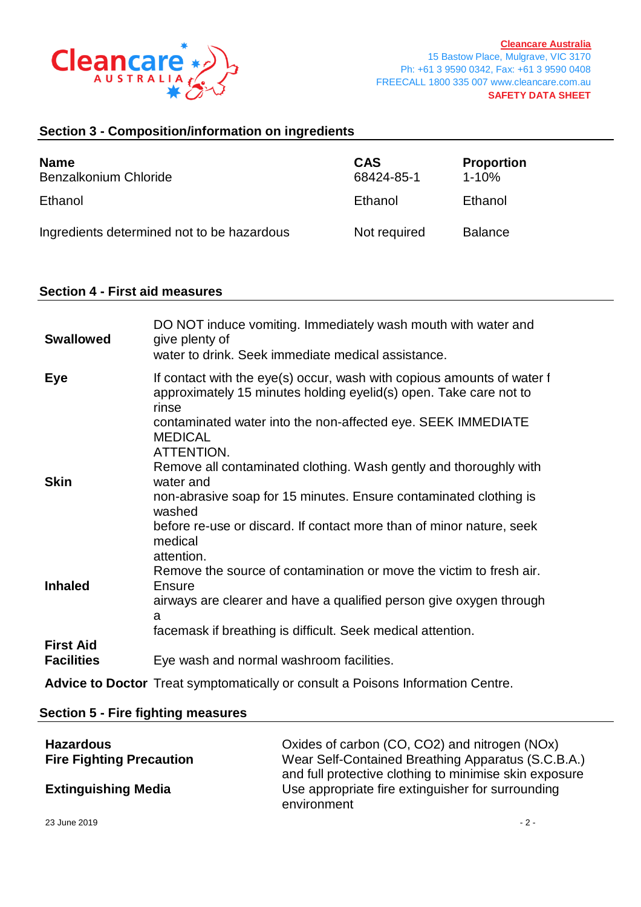**Cleancare Australia**
15 Bastow Place, Mulgrave, VIC 3170
Ph: +61 3 9590 0342, Fax: +61 3 9590 0408
FREECALL 1800 335 007 www.cleancare.com.au
**SAFETY DATA SHEET**

## Section 3 - Composition/information on ingredients

| Name | CAS | Proportion |
|---|---|---|
| Benzalkonium Chloride | 68424-85-1 | 1-10% |
| Ethanol | Ethanol | Ethanol |
| Ingredients determined not to be hazardous | Not required | Balance |

## Section 4 - First aid measures

**Swallowed**
DO NOT induce vomiting. Immediately wash mouth with water and give plenty of water to drink. Seek immediate medical assistance.

**Eye**
If contact with the eye(s) occur, wash with copious amounts of water f approximately 15 minutes holding eyelid(s) open. Take care not to rinse contaminated water into the non-affected eye. SEEK IMMEDIATE MEDICAL ATTENTION.

**Skin**
Remove all contaminated clothing. Wash gently and thoroughly with water and non-abrasive soap for 15 minutes. Ensure contaminated clothing is washed before re-use or discard. If contact more than of minor nature, seek medical attention.

**Inhaled**
Remove the source of contamination or move the victim to fresh air. Ensure airways are clearer and have a qualified person give oxygen through a facemask if breathing is difficult. Seek medical attention.

**First Aid Facilities**
Eye wash and normal washroom facilities.

**Advice to Doctor** Treat symptomatically or consult a Poisons Information Centre.

## Section 5 - Fire fighting measures

**Hazardous**
Oxides of carbon (CO, CO2) and nitrogen (NOx)

**Fire Fighting Precaution**
Wear Self-Contained Breathing Apparatus (S.C.B.A.) and full protective clothing to minimise skin exposure

**Extinguishing Media**
Use appropriate fire extinguisher for surrounding environment

23 June 2019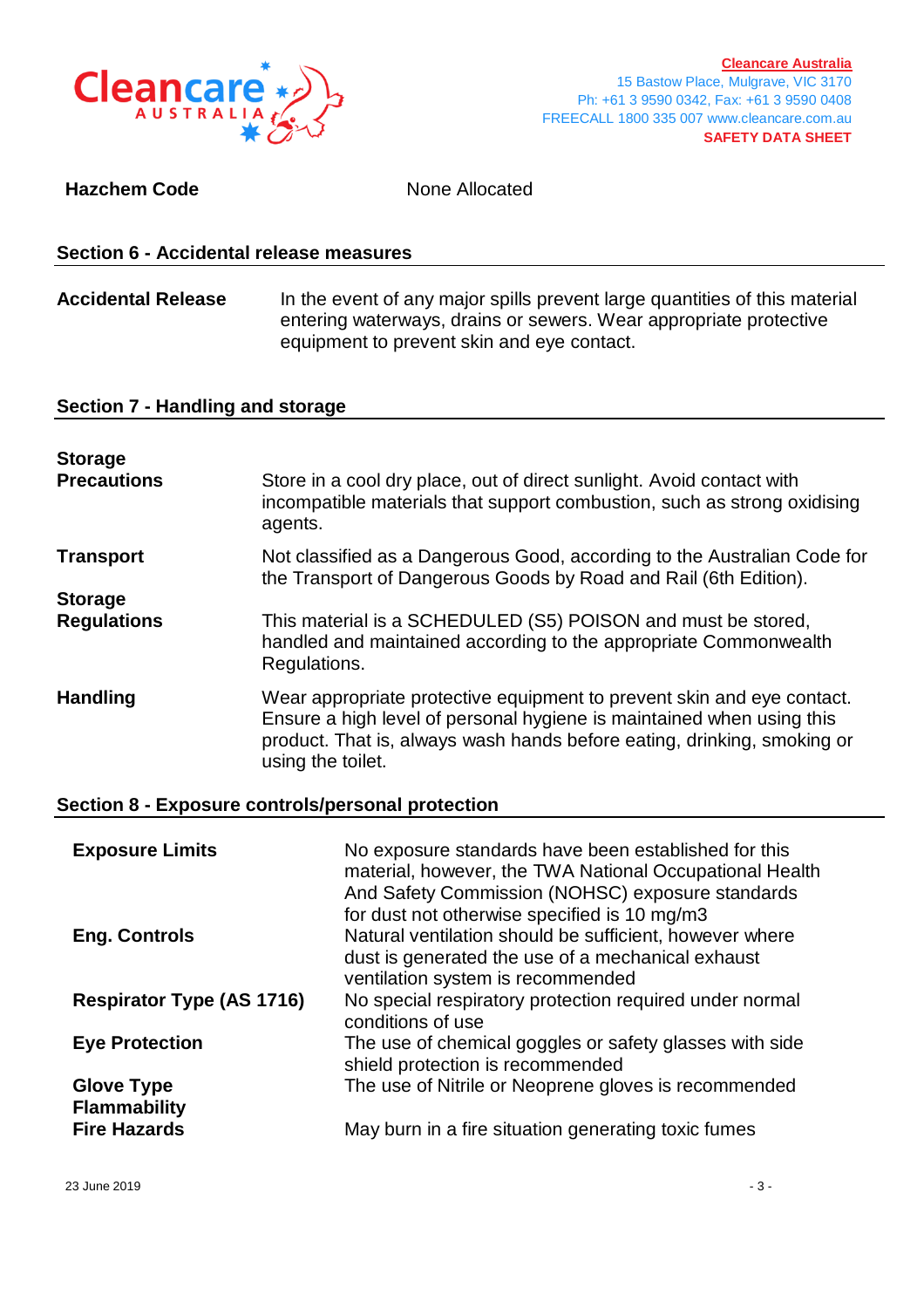**Hazchem Code** None Allocated

## Section 6 - Accidental release measures

| | |
|---|---|
| **Accidental Release** | In the event of any major spills prevent large quantities of this material entering waterways, drains or sewers. Wear appropriate protective equipment to prevent skin and eye contact. |

## Section 7 - Handling and storage

| | |
|---|---|
| **Storage Precautions** | Store in a cool dry place, out of direct sunlight. Avoid contact with incompatible materials that support combustion, such as strong oxidising agents. |
| **Transport** | Not classified as a Dangerous Good, according to the Australian Code for the Transport of Dangerous Goods by Road and Rail (6th Edition). |
| **Storage Regulations** | This material is a SCHEDULED (S5) POISON and must be stored, handled and maintained according to the appropriate Commonwealth Regulations. |
| **Handling** | Wear appropriate protective equipment to prevent skin and eye contact. Ensure a high level of personal hygiene is maintained when using this product. That is, always wash hands before eating, drinking, smoking or using the toilet. |

## Section 8 - Exposure controls/personal protection

| | |
|---|---|
| **Exposure Limits** | No exposure standards have been established for this material, however, the TWA National Occupational Health And Safety Commission (NOHSC) exposure standards for dust not otherwise specified is 10 mg/m3 |
| **Eng. Controls** | Natural ventilation should be sufficient, however where dust is generated the use of a mechanical exhaust ventilation system is recommended |
| **Respirator Type (AS 1716)** | No special respiratory protection required under normal conditions of use |
| **Eye Protection** | The use of chemical goggles or safety glasses with side shield protection is recommended |
| **Glove Type** | The use of Nitrile or Neoprene gloves is recommended |
| **Flammability** | |
| **Fire Hazards** | May burn in a fire situation generating toxic fumes |

23 June 2019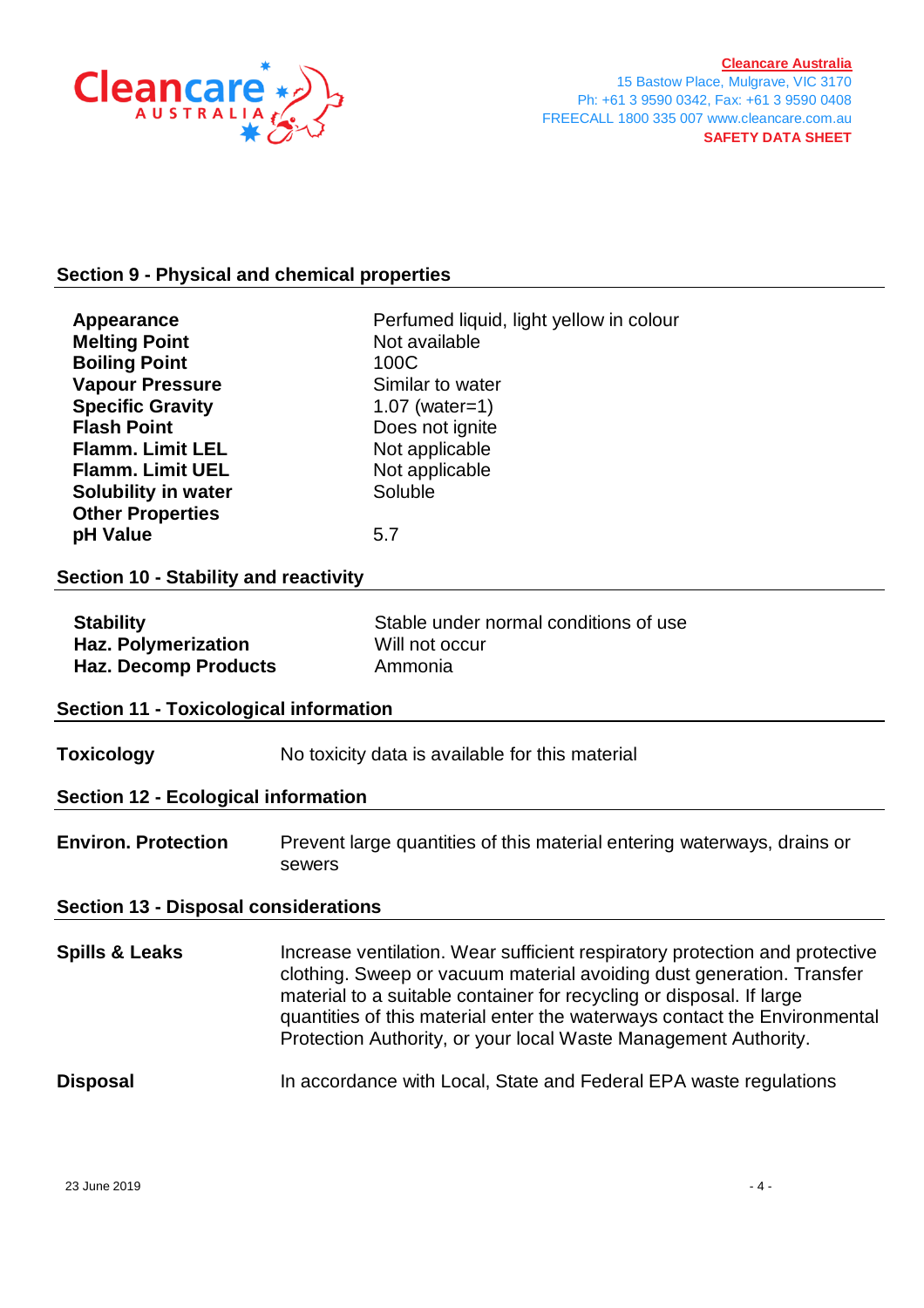## Section 9 - Physical and chemical properties

| | |
|---|---|
| **Appearance** | Perfumed liquid, light yellow in colour |
| **Melting Point** | Not available |
| **Boiling Point** | 100C |
| **Vapour Pressure** | Similar to water |
| **Specific Gravity** | 1.07 (water=1) |
| **Flash Point** | Does not ignite |
| **Flamm. Limit LEL** | Not applicable |
| **Flamm. Limit UEL** | Not applicable |
| **Solubility in water** | Soluble |
| **Other Properties** | |
| **pH Value** | 5.7 |

## Section 10 - Stability and reactivity

| | |
|---|---|
| **Stability** | Stable under normal conditions of use |
| **Haz. Polymerization** | Will not occur |
| **Haz. Decomp Products** | Ammonia |

## Section 11 - Toxicological information

| | |
|---|---|
| **Toxicology** | No toxicity data is available for this material |

## Section 12 - Ecological information

| | |
|---|---|
| **Environ. Protection** | Prevent large quantities of this material entering waterways, drains or sewers |

## Section 13 - Disposal considerations

| | |
|---|---|
| **Spills & Leaks** | Increase ventilation. Wear sufficient respiratory protection and protective clothing. Sweep or vacuum material avoiding dust generation. Transfer material to a suitable container for recycling or disposal. If large quantities of this material enter the waterways contact the Environmental Protection Authority, or your local Waste Management Authority. |
| **Disposal** | In accordance with Local, State and Federal EPA waste regulations |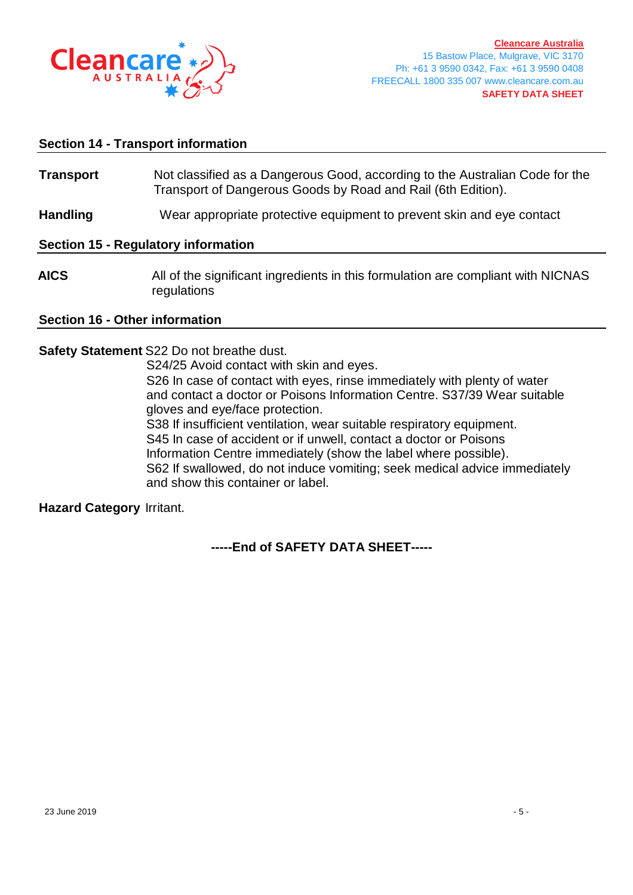## Section 14 - Transport information

**Transport** Not classified as a Dangerous Good, according to the Australian Code for the Transport of Dangerous Goods by Road and Rail (6th Edition).

**Handling** Wear appropriate protective equipment to prevent skin and eye contact

## Section 15 - Regulatory information

**AICS** All of the significant ingredients in this formulation are compliant with NICNAS regulations

## Section 16 - Other information

**Safety Statement** S22 Do not breathe dust.
S24/25 Avoid contact with skin and eyes.
S26 In case of contact with eyes, rinse immediately with plenty of water and contact a doctor or Poisons Information Centre. S37/39 Wear suitable gloves and eye/face protection.
S38 If insufficient ventilation, wear suitable respiratory equipment.
S45 In case of accident or if unwell, contact a doctor or Poisons Information Centre immediately (show the label where possible).
S62 If swallowed, do not induce vomiting; seek medical advice immediately and show this container or label.

**Hazard Category** Irritant.

**-----End of SAFETY DATA SHEET-----**

23 June 2019